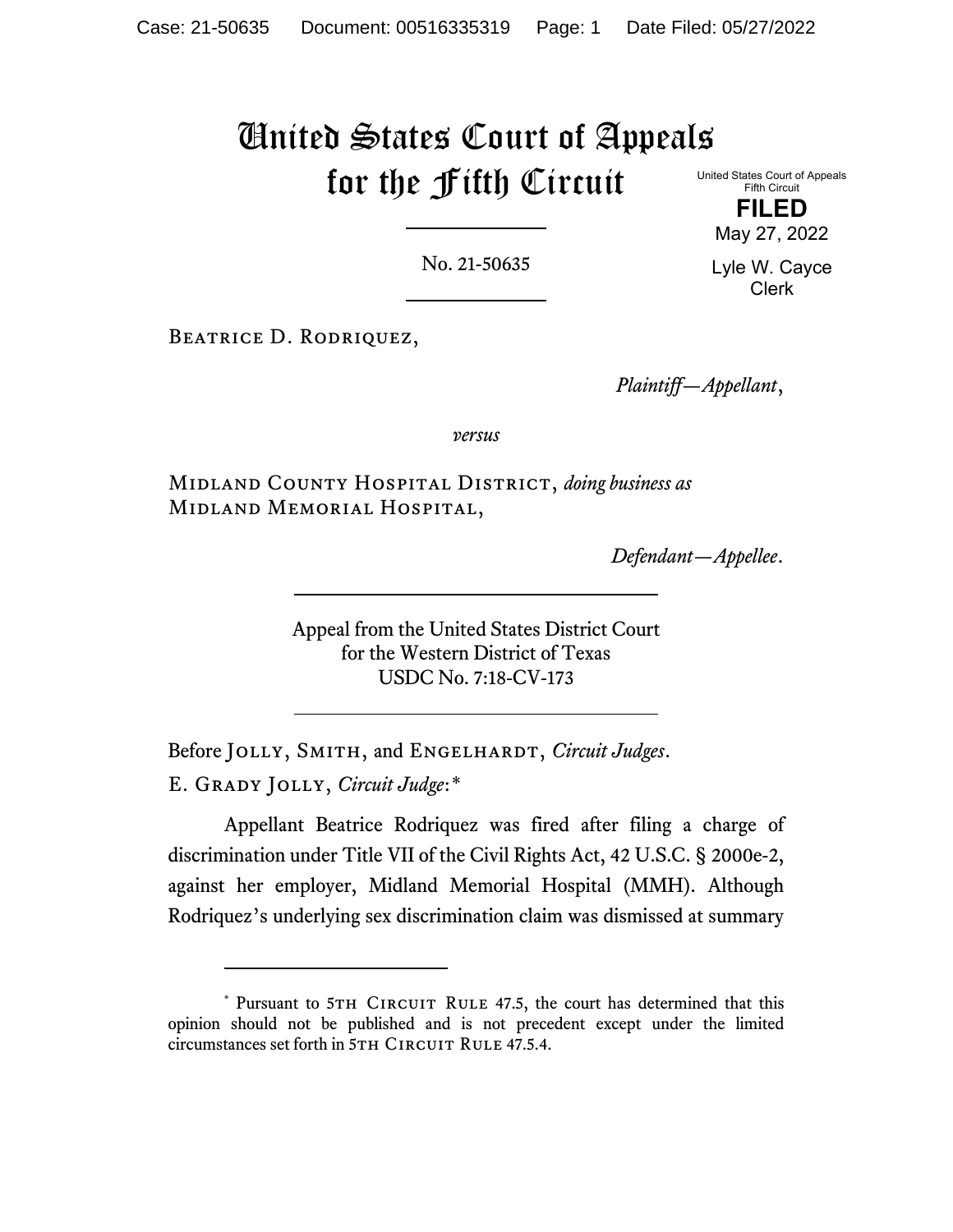# United States Court of Appeals for the Fifth Circuit

United States Court of Appeals
Fifth Circuit

**FILED**

May 27, 2022

Lyle W. Cayce
Clerk

No. 21-50635

Beatrice D. Rodriquez,

*Plaintiff—Appellant*,

*versus*

Midland County Hospital District, *doing business as* Midland Memorial Hospital,

*Defendant—Appellee*.

Appeal from the United States District Court
for the Western District of Texas
USDC No. 7:18-CV-173

Before Jolly, Smith, and Engelhardt, *Circuit Judges*.

E. Grady Jolly, *Circuit Judge*:*

Appellant Beatrice Rodriquez was fired after filing a charge of discrimination under Title VII of the Civil Rights Act, 42 U.S.C. § 2000e-2, against her employer, Midland Memorial Hospital (MMH). Although Rodriquez's underlying sex discrimination claim was dismissed at summary

---

* Pursuant to 5th Circuit Rule 47.5, the court has determined that this opinion should not be published and is not precedent except under the limited circumstances set forth in 5th Circuit Rule 47.5.4.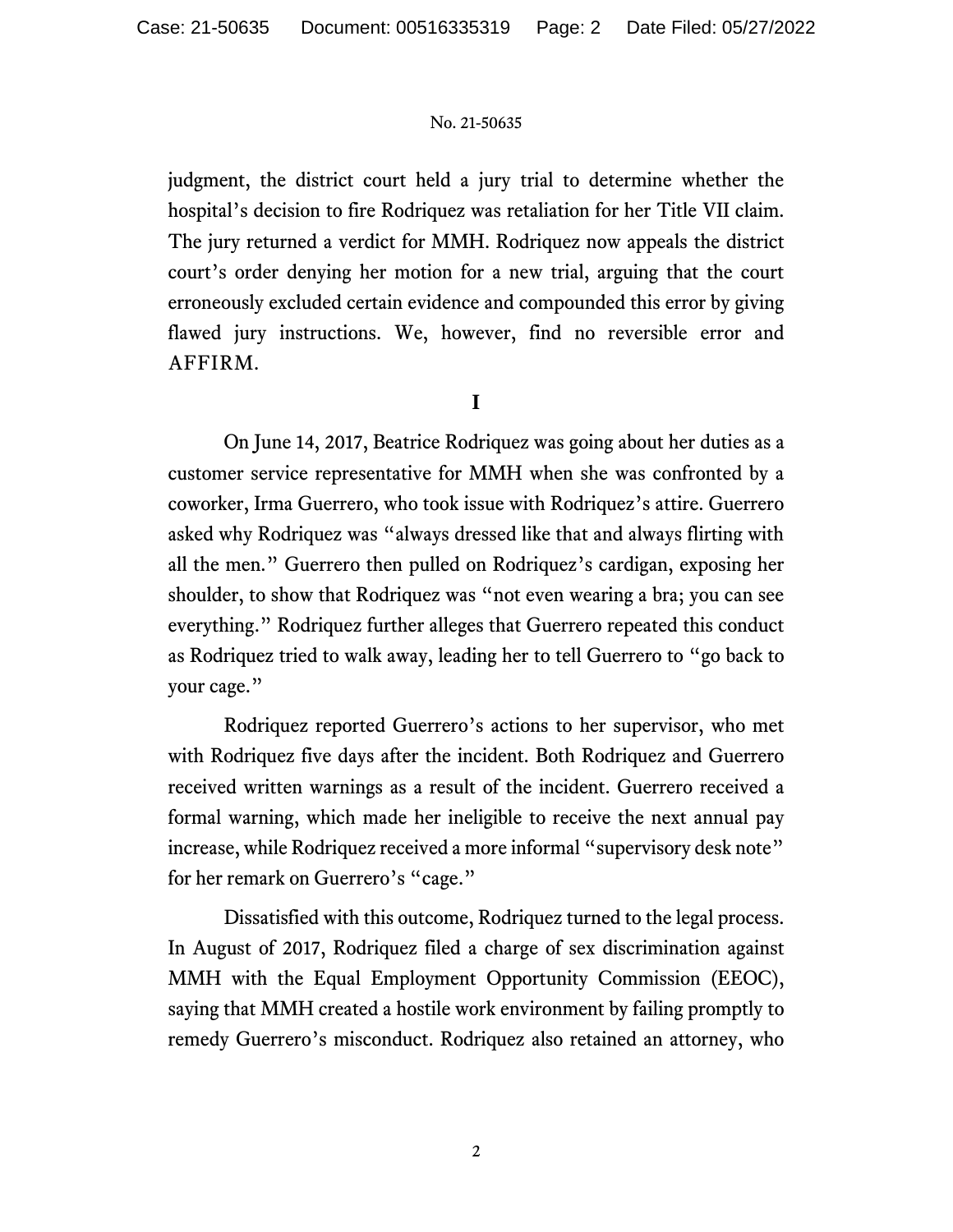judgment, the district court held a jury trial to determine whether the hospital's decision to fire Rodriquez was retaliation for her Title VII claim. The jury returned a verdict for MMH. Rodriquez now appeals the district court's order denying her motion for a new trial, arguing that the court erroneously excluded certain evidence and compounded this error by giving flawed jury instructions. We, however, find no reversible error and AFFIRM.

**I**

On June 14, 2017, Beatrice Rodriquez was going about her duties as a customer service representative for MMH when she was confronted by a coworker, Irma Guerrero, who took issue with Rodriquez's attire. Guerrero asked why Rodriquez was "always dressed like that and always flirting with all the men." Guerrero then pulled on Rodriquez's cardigan, exposing her shoulder, to show that Rodriquez was "not even wearing a bra; you can see everything." Rodriquez further alleges that Guerrero repeated this conduct as Rodriquez tried to walk away, leading her to tell Guerrero to "go back to your cage."

Rodriquez reported Guerrero's actions to her supervisor, who met with Rodriquez five days after the incident. Both Rodriquez and Guerrero received written warnings as a result of the incident. Guerrero received a formal warning, which made her ineligible to receive the next annual pay increase, while Rodriquez received a more informal "supervisory desk note" for her remark on Guerrero's "cage."

Dissatisfied with this outcome, Rodriquez turned to the legal process. In August of 2017, Rodriquez filed a charge of sex discrimination against MMH with the Equal Employment Opportunity Commission (EEOC), saying that MMH created a hostile work environment by failing promptly to remedy Guerrero's misconduct. Rodriquez also retained an attorney, who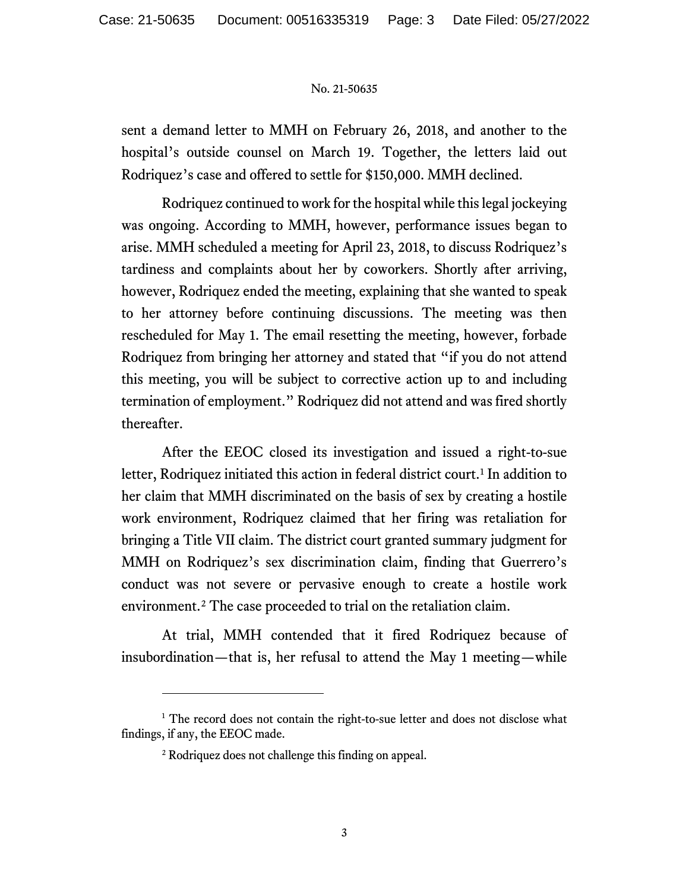sent a demand letter to MMH on February 26, 2018, and another to the hospital's outside counsel on March 19. Together, the letters laid out Rodriquez's case and offered to settle for $150,000. MMH declined.

Rodriquez continued to work for the hospital while this legal jockeying was ongoing. According to MMH, however, performance issues began to arise. MMH scheduled a meeting for April 23, 2018, to discuss Rodriquez's tardiness and complaints about her by coworkers. Shortly after arriving, however, Rodriquez ended the meeting, explaining that she wanted to speak to her attorney before continuing discussions. The meeting was then rescheduled for May 1. The email resetting the meeting, however, forbade Rodriquez from bringing her attorney and stated that "if you do not attend this meeting, you will be subject to corrective action up to and including termination of employment." Rodriquez did not attend and was fired shortly thereafter.

After the EEOC closed its investigation and issued a right-to-sue letter, Rodriquez initiated this action in federal district court.[1] In addition to her claim that MMH discriminated on the basis of sex by creating a hostile work environment, Rodriquez claimed that her firing was retaliation for bringing a Title VII claim. The district court granted summary judgment for MMH on Rodriquez's sex discrimination claim, finding that Guerrero's conduct was not severe or pervasive enough to create a hostile work environment.[2] The case proceeded to trial on the retaliation claim.

At trial, MMH contended that it fired Rodriquez because of insubordination—that is, her refusal to attend the May 1 meeting—while

---

[1] The record does not contain the right-to-sue letter and does not disclose what findings, if any, the EEOC made.

[2] Rodriquez does not challenge this finding on appeal.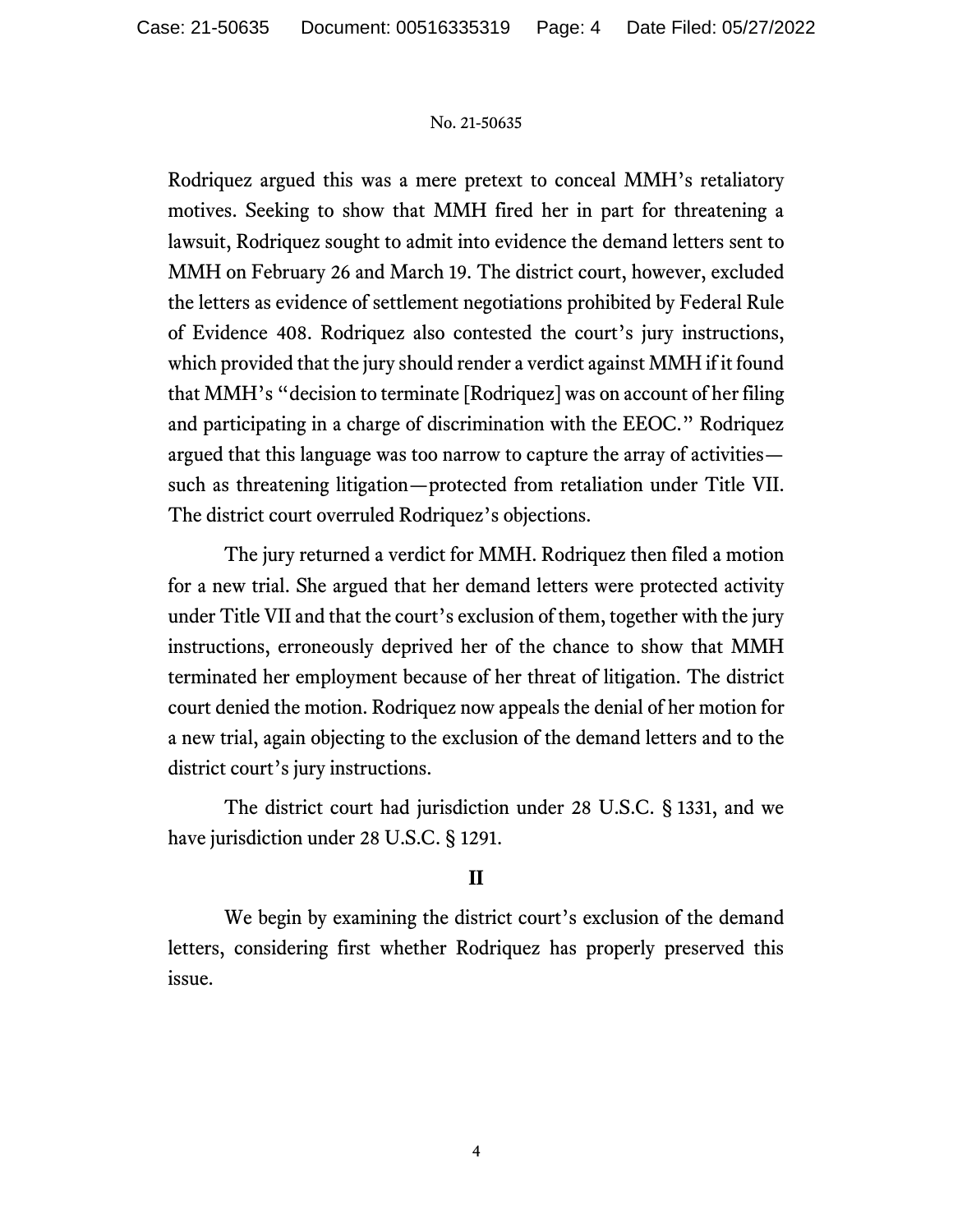Rodriquez argued this was a mere pretext to conceal MMH's retaliatory motives. Seeking to show that MMH fired her in part for threatening a lawsuit, Rodriquez sought to admit into evidence the demand letters sent to MMH on February 26 and March 19. The district court, however, excluded the letters as evidence of settlement negotiations prohibited by Federal Rule of Evidence 408. Rodriquez also contested the court's jury instructions, which provided that the jury should render a verdict against MMH if it found that MMH's "decision to terminate [Rodriquez] was on account of her filing and participating in a charge of discrimination with the EEOC." Rodriquez argued that this language was too narrow to capture the array of activities—such as threatening litigation—protected from retaliation under Title VII. The district court overruled Rodriquez's objections.

The jury returned a verdict for MMH. Rodriquez then filed a motion for a new trial. She argued that her demand letters were protected activity under Title VII and that the court's exclusion of them, together with the jury instructions, erroneously deprived her of the chance to show that MMH terminated her employment because of her threat of litigation. The district court denied the motion. Rodriquez now appeals the denial of her motion for a new trial, again objecting to the exclusion of the demand letters and to the district court's jury instructions.

The district court had jurisdiction under 28 U.S.C. § 1331, and we have jurisdiction under 28 U.S.C. § 1291.

## II

We begin by examining the district court's exclusion of the demand letters, considering first whether Rodriquez has properly preserved this issue.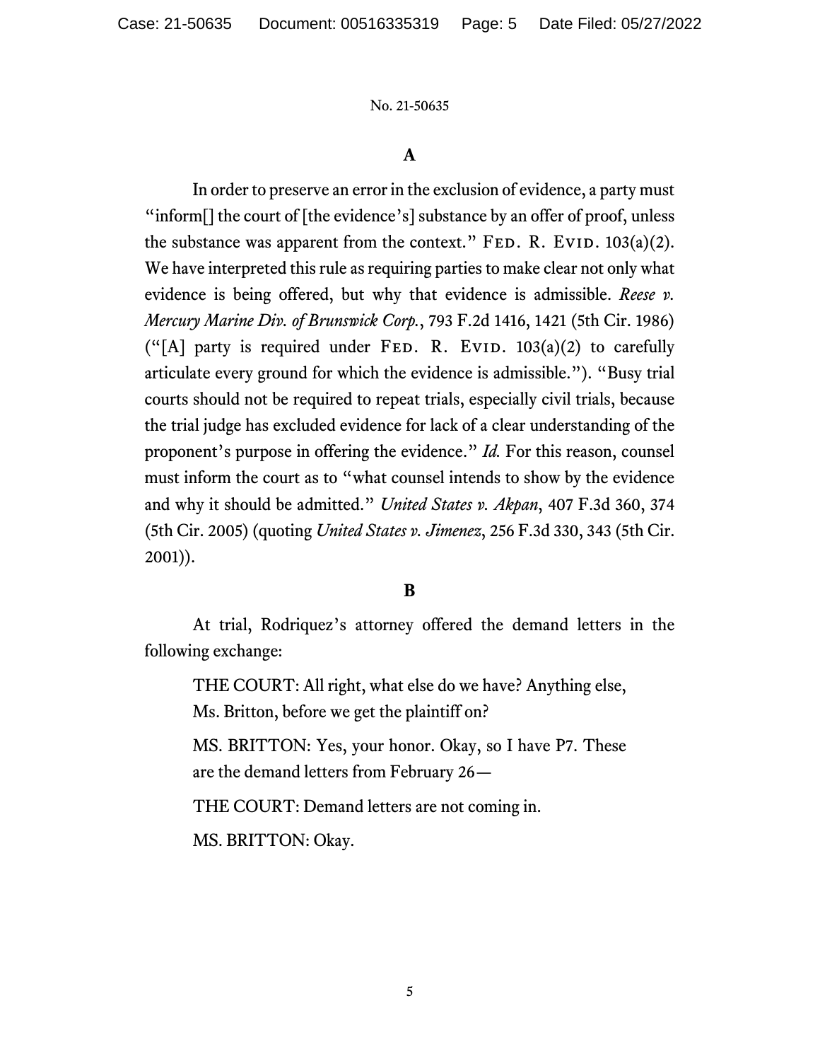### A

In order to preserve an error in the exclusion of evidence, a party must "inform[] the court of [the evidence's] substance by an offer of proof, unless the substance was apparent from the context." FED. R. EVID. 103(a)(2). We have interpreted this rule as requiring parties to make clear not only what evidence is being offered, but why that evidence is admissible. *Reese v. Mercury Marine Div. of Brunswick Corp.*, 793 F.2d 1416, 1421 (5th Cir. 1986) ("[A] party is required under FED. R. EVID. 103(a)(2) to carefully articulate every ground for which the evidence is admissible."). "Busy trial courts should not be required to repeat trials, especially civil trials, because the trial judge has excluded evidence for lack of a clear understanding of the proponent's purpose in offering the evidence." *Id.* For this reason, counsel must inform the court as to "what counsel intends to show by the evidence and why it should be admitted." *United States v. Akpan*, 407 F.3d 360, 374 (5th Cir. 2005) (quoting *United States v. Jimenez*, 256 F.3d 330, 343 (5th Cir. 2001)).

### B

At trial, Rodriquez's attorney offered the demand letters in the following exchange:

> THE COURT: All right, what else do we have? Anything else, Ms. Britton, before we get the plaintiff on?
>
> MS. BRITTON: Yes, your honor. Okay, so I have P7. These are the demand letters from February 26—
>
> THE COURT: Demand letters are not coming in.
>
> MS. BRITTON: Okay.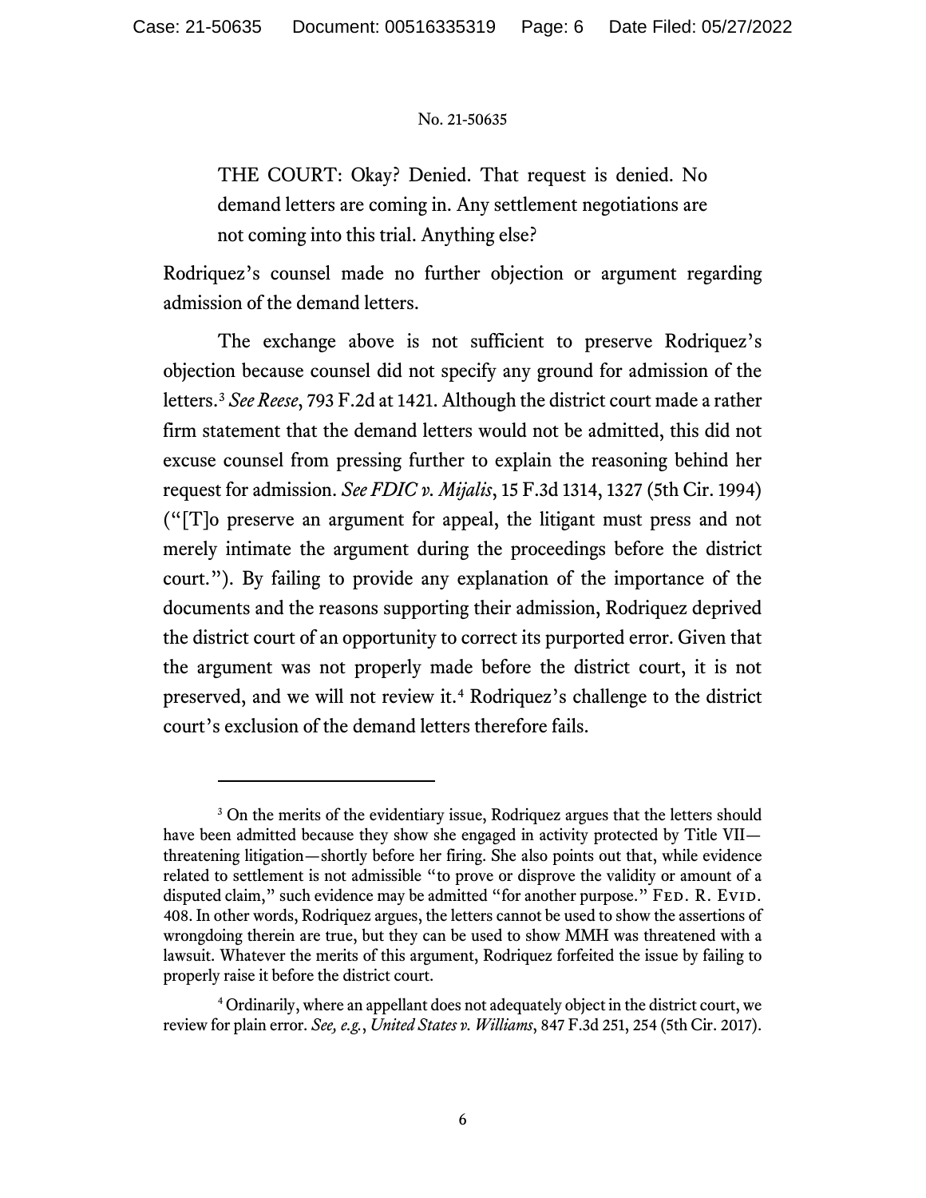> THE COURT: Okay? Denied. That request is denied. No demand letters are coming in. Any settlement negotiations are not coming into this trial. Anything else?

Rodriquez's counsel made no further objection or argument regarding admission of the demand letters.

The exchange above is not sufficient to preserve Rodriquez's objection because counsel did not specify any ground for admission of the letters.[3] *See Reese*, 793 F.2d at 1421. Although the district court made a rather firm statement that the demand letters would not be admitted, this did not excuse counsel from pressing further to explain the reasoning behind her request for admission. *See FDIC v. Mijalis*, 15 F.3d 1314, 1327 (5th Cir. 1994) ("[T]o preserve an argument for appeal, the litigant must press and not merely intimate the argument during the proceedings before the district court."). By failing to provide any explanation of the importance of the documents and the reasons supporting their admission, Rodriquez deprived the district court of an opportunity to correct its purported error. Given that the argument was not properly made before the district court, it is not preserved, and we will not review it.[4] Rodriquez's challenge to the district court's exclusion of the demand letters therefore fails.

---

[3] On the merits of the evidentiary issue, Rodriquez argues that the letters should have been admitted because they show she engaged in activity protected by Title VII—threatening litigation—shortly before her firing. She also points out that, while evidence related to settlement is not admissible "to prove or disprove the validity or amount of a disputed claim," such evidence may be admitted "for another purpose." FED. R. EVID. 408. In other words, Rodriquez argues, the letters cannot be used to show the assertions of wrongdoing therein are true, but they can be used to show MMH was threatened with a lawsuit. Whatever the merits of this argument, Rodriquez forfeited the issue by failing to properly raise it before the district court.

[4] Ordinarily, where an appellant does not adequately object in the district court, we review for plain error. *See, e.g.*, *United States v. Williams*, 847 F.3d 251, 254 (5th Cir. 2017).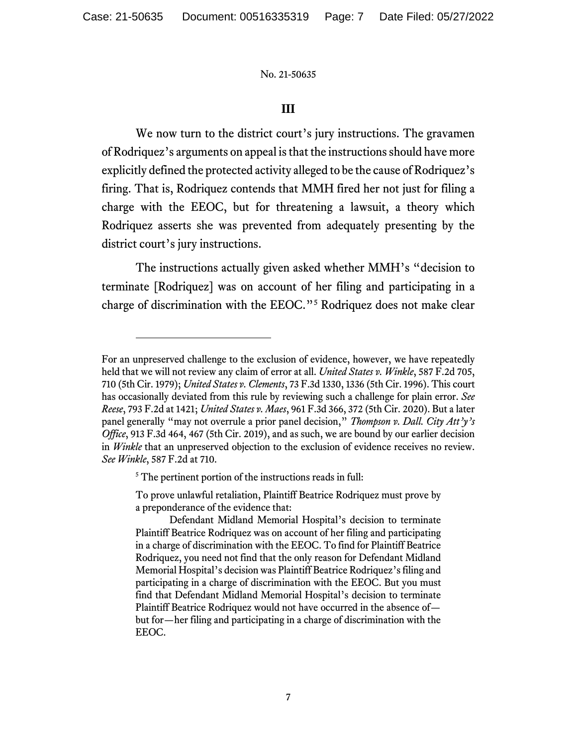## III

We now turn to the district court's jury instructions. The gravamen of Rodriquez's arguments on appeal is that the instructions should have more explicitly defined the protected activity alleged to be the cause of Rodriquez's firing. That is, Rodriquez contends that MMH fired her not just for filing a charge with the EEOC, but for threatening a lawsuit, a theory which Rodriquez asserts she was prevented from adequately presenting by the district court's jury instructions.

The instructions actually given asked whether MMH's "decision to terminate [Rodriquez] was on account of her filing and participating in a charge of discrimination with the EEOC."[5] Rodriquez does not make clear

---

For an unpreserved challenge to the exclusion of evidence, however, we have repeatedly held that we will not review any claim of error at all. *United States v. Winkle*, 587 F.2d 705, 710 (5th Cir. 1979); *United States v. Clements*, 73 F.3d 1330, 1336 (5th Cir. 1996). This court has occasionally deviated from this rule by reviewing such a challenge for plain error. *See Reese*, 793 F.2d at 1421; *United States v. Maes*, 961 F.3d 366, 372 (5th Cir. 2020). But a later panel generally "may not overrule a prior panel decision," *Thompson v. Dall. City Att'y's Office*, 913 F.3d 464, 467 (5th Cir. 2019), and as such, we are bound by our earlier decision in *Winkle* that an unpreserved objection to the exclusion of evidence receives no review. *See Winkle*, 587 F.2d at 710.

[5] The pertinent portion of the instructions reads in full:

> To prove unlawful retaliation, Plaintiff Beatrice Rodriquez must prove by a preponderance of the evidence that:
>
> Defendant Midland Memorial Hospital's decision to terminate Plaintiff Beatrice Rodriquez was on account of her filing and participating in a charge of discrimination with the EEOC. To find for Plaintiff Beatrice Rodriquez, you need not find that the only reason for Defendant Midland Memorial Hospital's decision was Plaintiff Beatrice Rodriquez's filing and participating in a charge of discrimination with the EEOC. But you must find that Defendant Midland Memorial Hospital's decision to terminate Plaintiff Beatrice Rodriquez would not have occurred in the absence of—but for—her filing and participating in a charge of discrimination with the EEOC.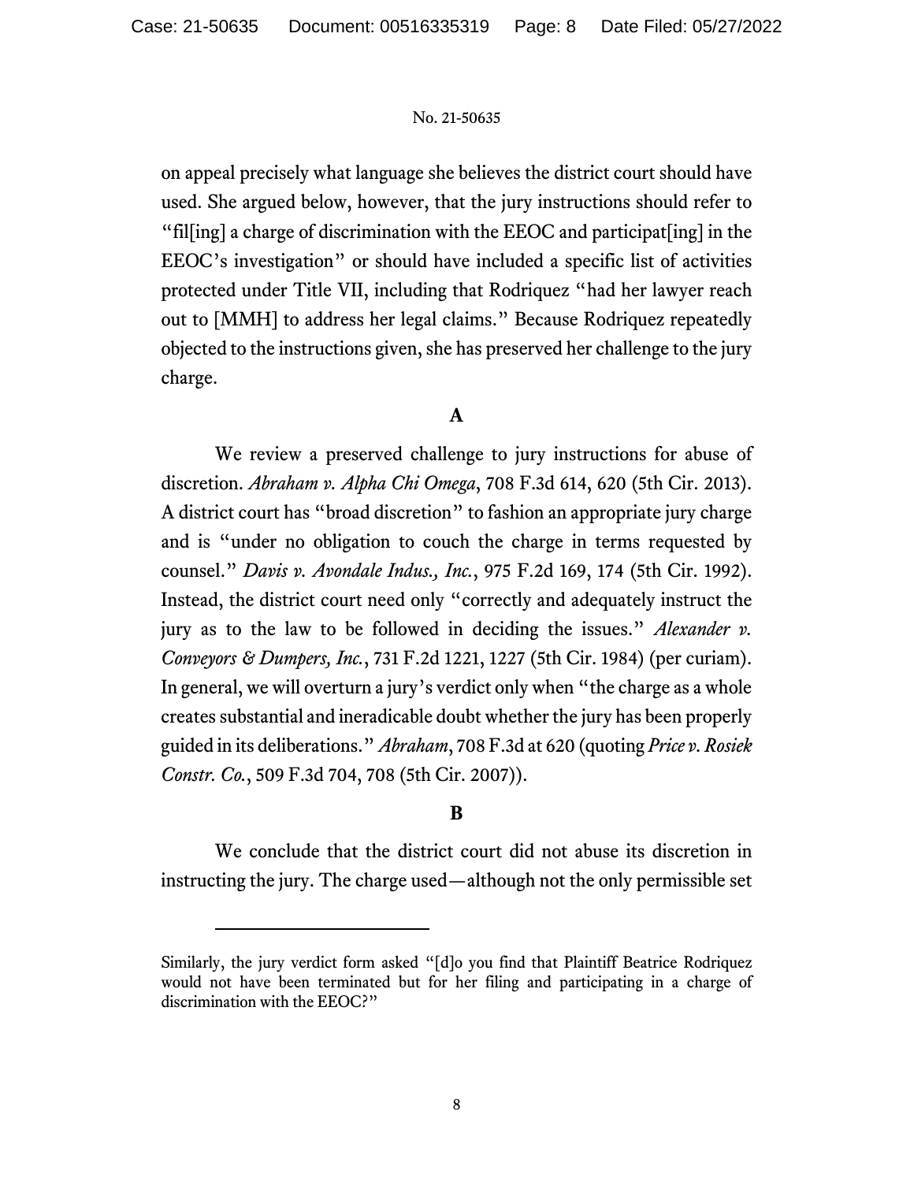on appeal precisely what language she believes the district court should have used. She argued below, however, that the jury instructions should refer to "fil[ing] a charge of discrimination with the EEOC and participat[ing] in the EEOC's investigation" or should have included a specific list of activities protected under Title VII, including that Rodriquez "had her lawyer reach out to [MMH] to address her legal claims." Because Rodriquez repeatedly objected to the instructions given, she has preserved her challenge to the jury charge.

### A

We review a preserved challenge to jury instructions for abuse of discretion. *Abraham v. Alpha Chi Omega*, 708 F.3d 614, 620 (5th Cir. 2013). A district court has "broad discretion" to fashion an appropriate jury charge and is "under no obligation to couch the charge in terms requested by counsel." *Davis v. Avondale Indus., Inc.*, 975 F.2d 169, 174 (5th Cir. 1992). Instead, the district court need only "correctly and adequately instruct the jury as to the law to be followed in deciding the issues." *Alexander v. Conveyors & Dumpers, Inc.*, 731 F.2d 1221, 1227 (5th Cir. 1984) (per curiam). In general, we will overturn a jury's verdict only when "the charge as a whole creates substantial and ineradicable doubt whether the jury has been properly guided in its deliberations." *Abraham*, 708 F.3d at 620 (quoting *Price v. Rosiek Constr. Co.*, 509 F.3d 704, 708 (5th Cir. 2007)).

### B

We conclude that the district court did not abuse its discretion in instructing the jury. The charge used—although not the only permissible set

---

Similarly, the jury verdict form asked "[d]o you find that Plaintiff Beatrice Rodriquez would not have been terminated but for her filing and participating in a charge of discrimination with the EEOC?"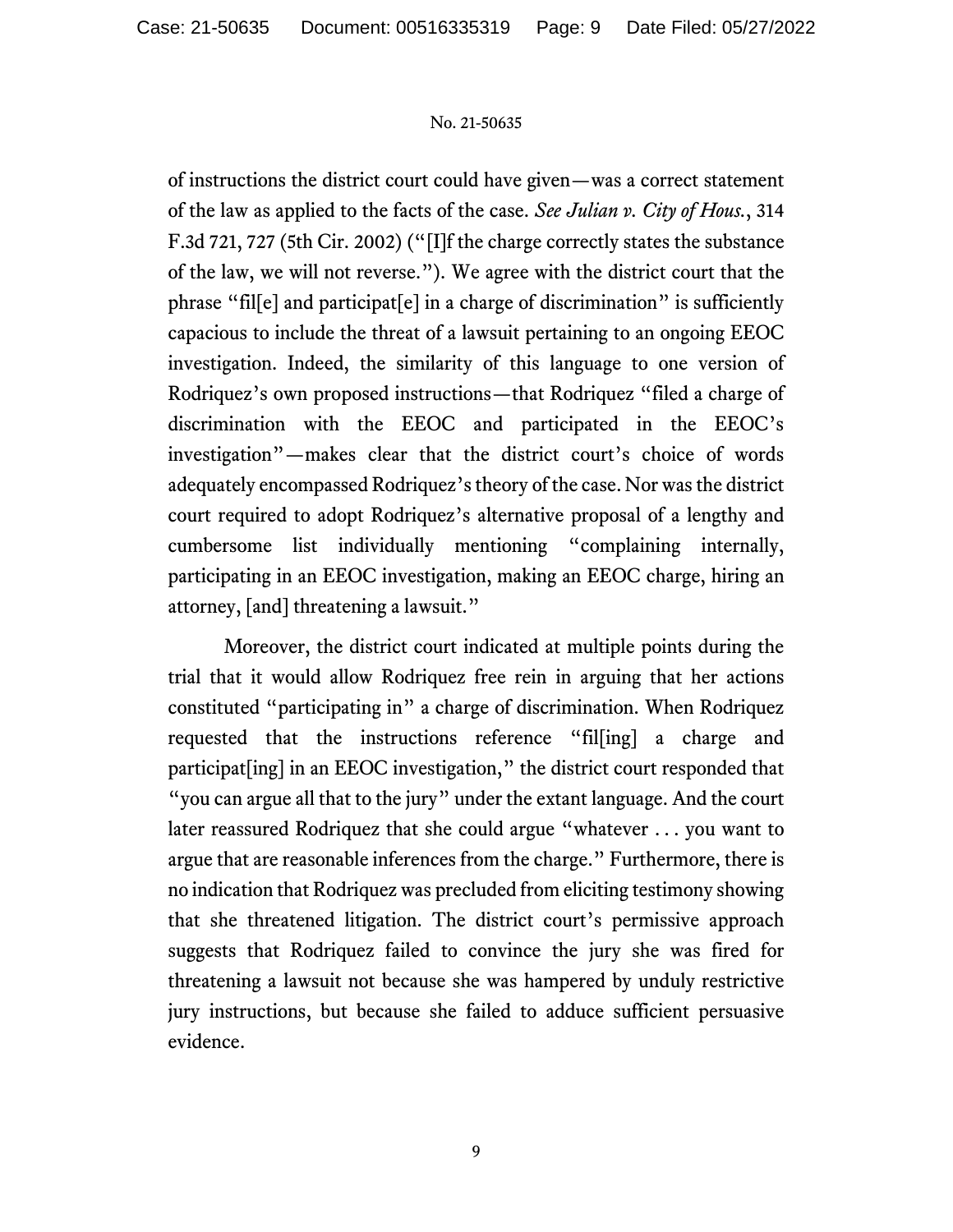of instructions the district court could have given—was a correct statement of the law as applied to the facts of the case. *See Julian v. City of Hous.*, 314 F.3d 721, 727 (5th Cir. 2002) ("[I]f the charge correctly states the substance of the law, we will not reverse."). We agree with the district court that the phrase "fil[e] and participat[e] in a charge of discrimination" is sufficiently capacious to include the threat of a lawsuit pertaining to an ongoing EEOC investigation. Indeed, the similarity of this language to one version of Rodriquez's own proposed instructions—that Rodriquez "filed a charge of discrimination with the EEOC and participated in the EEOC's investigation"—makes clear that the district court's choice of words adequately encompassed Rodriquez's theory of the case. Nor was the district court required to adopt Rodriquez's alternative proposal of a lengthy and cumbersome list individually mentioning "complaining internally, participating in an EEOC investigation, making an EEOC charge, hiring an attorney, [and] threatening a lawsuit."

Moreover, the district court indicated at multiple points during the trial that it would allow Rodriquez free rein in arguing that her actions constituted "participating in" a charge of discrimination. When Rodriquez requested that the instructions reference "fil[ing] a charge and participat[ing] in an EEOC investigation," the district court responded that "you can argue all that to the jury" under the extant language. And the court later reassured Rodriquez that she could argue "whatever . . . you want to argue that are reasonable inferences from the charge." Furthermore, there is no indication that Rodriquez was precluded from eliciting testimony showing that she threatened litigation. The district court's permissive approach suggests that Rodriquez failed to convince the jury she was fired for threatening a lawsuit not because she was hampered by unduly restrictive jury instructions, but because she failed to adduce sufficient persuasive evidence.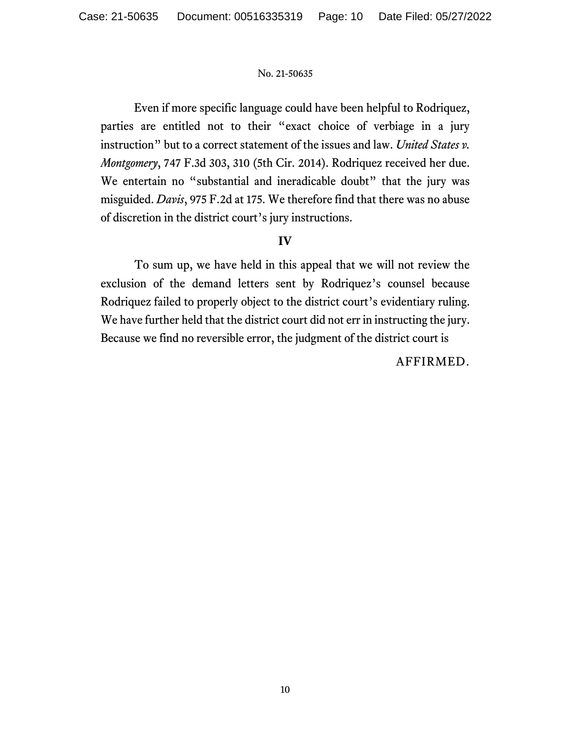Even if more specific language could have been helpful to Rodriquez, parties are entitled not to their "exact choice of verbiage in a jury instruction" but to a correct statement of the issues and law. *United States v. Montgomery*, 747 F.3d 303, 310 (5th Cir. 2014). Rodriquez received her due. We entertain no "substantial and ineradicable doubt" that the jury was misguided. *Davis*, 975 F.2d at 175. We therefore find that there was no abuse of discretion in the district court's jury instructions.

## IV

To sum up, we have held in this appeal that we will not review the exclusion of the demand letters sent by Rodriquez's counsel because Rodriquez failed to properly object to the district court's evidentiary ruling. We have further held that the district court did not err in instructing the jury. Because we find no reversible error, the judgment of the district court is

AFFIRMED.